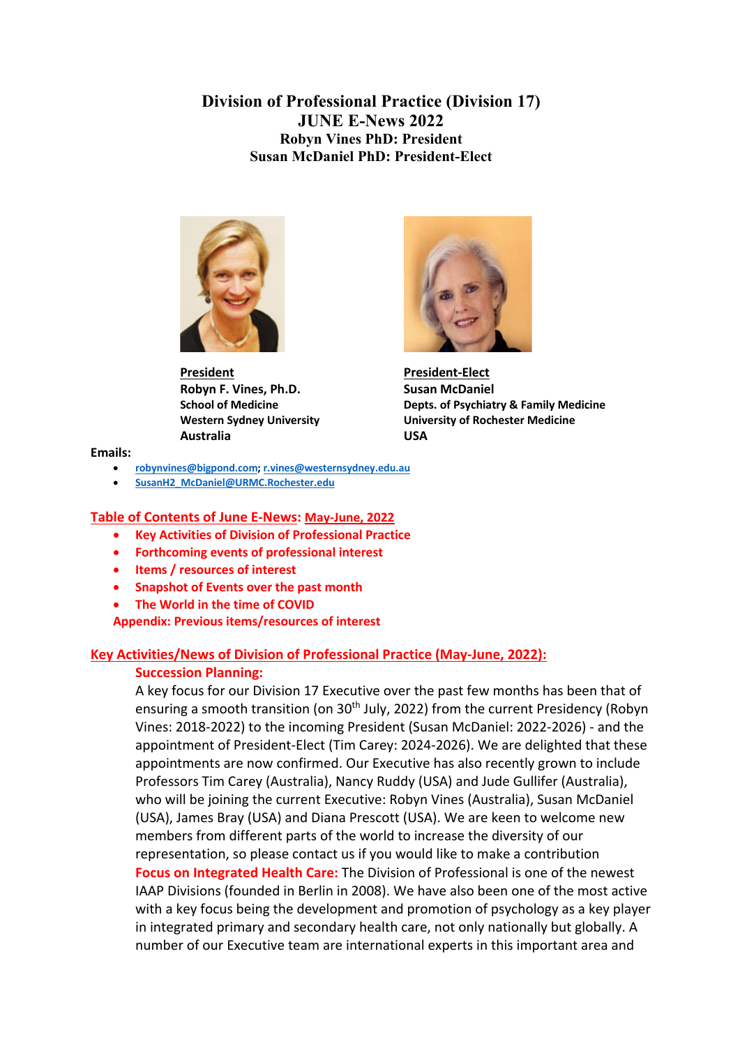# Division of Professional Practice (Division 17)

## JUNE E-News 2022

### Robyn Vines PhD: President
### Susan McDaniel PhD: President-Elect

**President**
**Robyn F. Vines, Ph.D.**
**School of Medicine**
**Western Sydney University**
**Australia**

**President-Elect**
**Susan McDaniel**
**Depts. of Psychiatry & Family Medicine**
**University of Rochester Medicine**
**USA**

**Emails:**

- robynvines@bigpond.com; r.vines@westernsydney.edu.au
- SusanH2_McDaniel@URMC.Rochester.edu

## Table of Contents of June E-News: May-June, 2022

- Key Activities of Division of Professional Practice
- Forthcoming events of professional interest
- Items / resources of interest
- Snapshot of Events over the past month
- The World in the time of COVID

Appendix: Previous items/resources of interest

## Key Activities/News of Division of Professional Practice (May-June, 2022):

**Succession Planning:**

A key focus for our Division 17 Executive over the past few months has been that of ensuring a smooth transition (on 30th July, 2022) from the current Presidency (Robyn Vines: 2018-2022) to the incoming President (Susan McDaniel: 2022-2026) - and the appointment of President-Elect (Tim Carey: 2024-2026). We are delighted that these appointments are now confirmed. Our Executive has also recently grown to include Professors Tim Carey (Australia), Nancy Ruddy (USA) and Jude Gullifer (Australia), who will be joining the current Executive: Robyn Vines (Australia), Susan McDaniel (USA), James Bray (USA) and Diana Prescott (USA). We are keen to welcome new members from different parts of the world to increase the diversity of our representation, so please contact us if you would like to make a contribution

**Focus on Integrated Health Care:** The Division of Professional is one of the newest IAAP Divisions (founded in Berlin in 2008). We have also been one of the most active with a key focus being the development and promotion of psychology as a key player in integrated primary and secondary health care, not only nationally but globally. A number of our Executive team are international experts in this important area and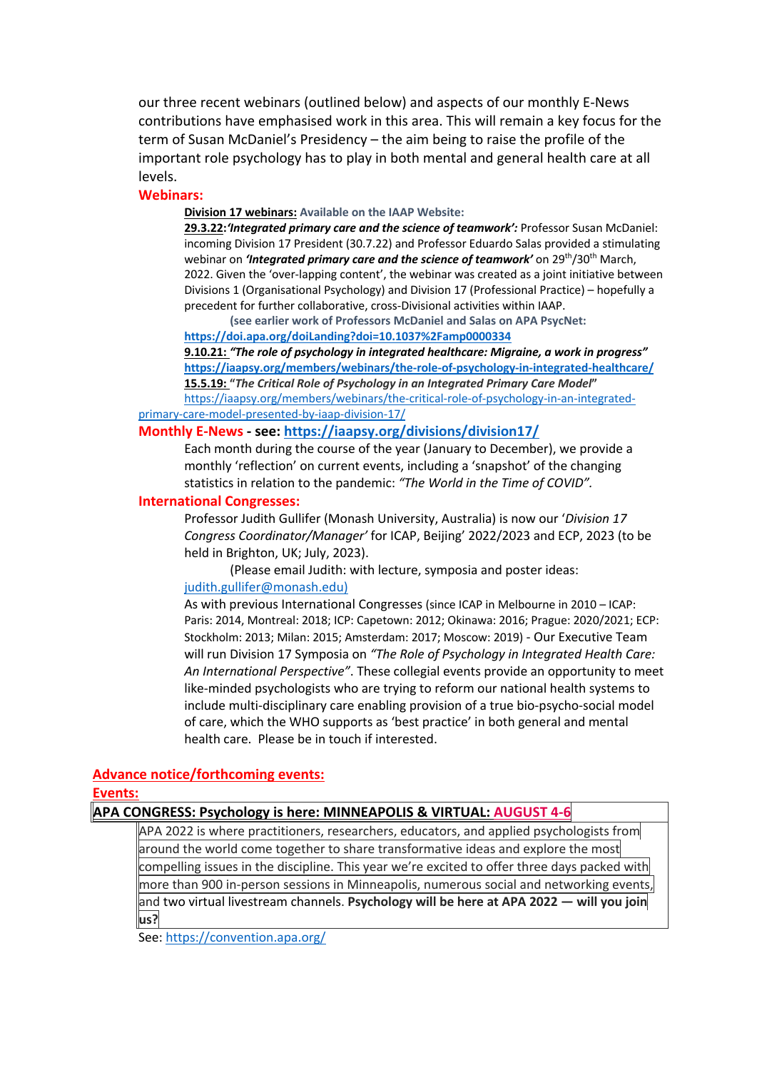our three recent webinars (outlined below) and aspects of our monthly E-News contributions have emphasised work in this area. This will remain a key focus for the term of Susan McDaniel's Presidency – the aim being to raise the profile of the important role psychology has to play in both mental and general health care at all levels.

**Webinars:**

**Division 17 webinars:** **Available on the IAAP Website:**

**29.3.22**:***'Integrated primary care and the science of teamwork':*** Professor Susan McDaniel: incoming Division 17 President (30.7.22) and Professor Eduardo Salas provided a stimulating webinar on ***'Integrated primary care and the science of teamwork'*** on 29th/30th March, 2022. Given the 'over-lapping content', the webinar was created as a joint initiative between Divisions 1 (Organisational Psychology) and Division 17 (Professional Practice) – hopefully a precedent for further collaborative, cross-Divisional activities within IAAP.

**(see earlier work of Professors McDaniel and Salas on APA PsycNet: https://doi.apa.org/doiLanding?doi=10.1037%2Famp0000334**

**9.10.21:** ***"The role of psychology in integrated healthcare: Migraine, a work in progress"*** **https://iaapsy.org/members/webinars/the-role-of-psychology-in-integrated-healthcare/**

**15.5.19:** **"*The Critical Role of Psychology in an Integrated Primary Care Model*"** https://iaapsy.org/members/webinars/the-critical-role-of-psychology-in-an-integrated-primary-care-model-presented-by-iaap-division-17/

**Monthly E-News - see: https://iaapsy.org/divisions/division17/**

Each month during the course of the year (January to December), we provide a monthly 'reflection' on current events, including a 'snapshot' of the changing statistics in relation to the pandemic: *"The World in the Time of COVID"*.

**International Congresses:**

Professor Judith Gullifer (Monash University, Australia) is now our '*Division 17 Congress Coordinator/Manager*' for ICAP, Beijing' 2022/2023 and ECP, 2023 (to be held in Brighton, UK; July, 2023).

(Please email Judith: with lecture, symposia and poster ideas: judith.gullifer@monash.edu)

As with previous International Congresses (since ICAP in Melbourne in 2010 – ICAP: Paris: 2014, Montreal: 2018; ICP: Capetown: 2012; Okinawa: 2016; Prague: 2020/2021; ECP: Stockholm: 2013; Milan: 2015; Amsterdam: 2017; Moscow: 2019) - Our Executive Team will run Division 17 Symposia on *"The Role of Psychology in Integrated Health Care: An International Perspective"*. These collegial events provide an opportunity to meet like-minded psychologists who are trying to reform our national health systems to include multi-disciplinary care enabling provision of a true bio-psycho-social model of care, which the WHO supports as 'best practice' in both general and mental health care. Please be in touch if interested.

**Advance notice/forthcoming events:**

**Events:**

**APA CONGRESS: Psychology is here: MINNEAPOLIS & VIRTUAL: AUGUST 4-6**

APA 2022 is where practitioners, researchers, educators, and applied psychologists from around the world come together to share transformative ideas and explore the most compelling issues in the discipline. This year we're excited to offer three days packed with more than 900 in-person sessions in Minneapolis, numerous social and networking events, and two virtual livestream channels. **Psychology will be here at APA 2022 — will you join us?**

See: https://convention.apa.org/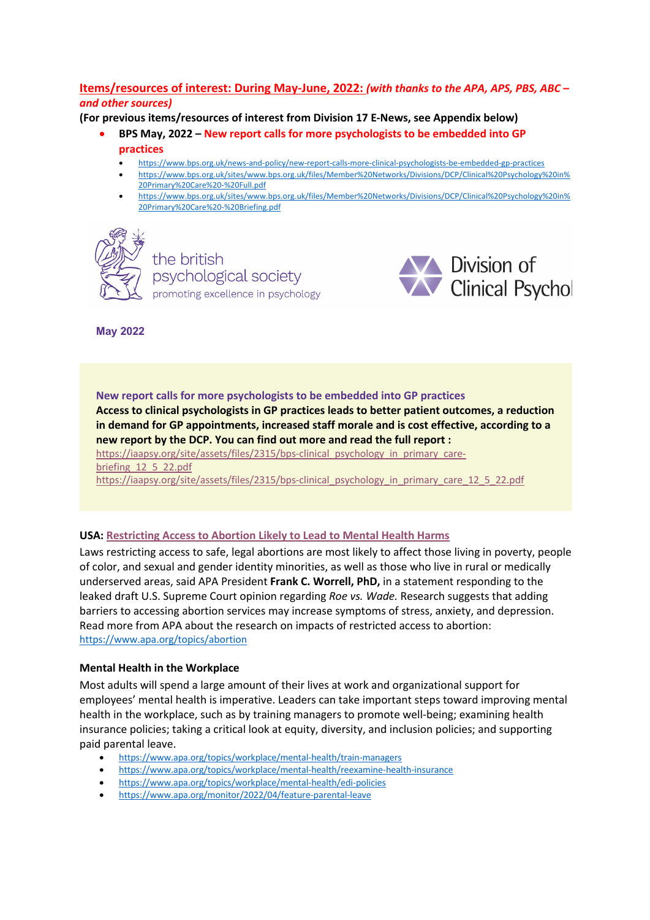## Items/resources of interest: During May-June, 2022: *(with thanks to the APA, APS, PBS, ABC – and other sources)*

**(For previous items/resources of interest from Division 17 E-News, see Appendix below)**

- **BPS May, 2022 – New report calls for more psychologists to be embedded into GP practices**
  - https://www.bps.org.uk/news-and-policy/new-report-calls-more-clinical-psychologists-be-embedded-gp-practices
  - https://www.bps.org.uk/sites/www.bps.org.uk/files/Member%20Networks/Divisions/DCP/Clinical%20Psychology%20in%20Primary%20Care%20-%20Full.pdf
  - https://www.bps.org.uk/sites/www.bps.org.uk/files/Member%20Networks/Divisions/DCP/Clinical%20Psychology%20in%20Primary%20Care%20-%20Briefing.pdf

the british psychological society
promoting excellence in psychology

Division of Clinical Psychol

**May 2022**

**New report calls for more psychologists to be embedded into GP practices**

**Access to clinical psychologists in GP practices leads to better patient outcomes, a reduction in demand for GP appointments, increased staff morale and is cost effective, according to a new report by the DCP. You can find out more and read the full report :**

https://iaapsy.org/site/assets/files/2315/bps-clinical_psychology_in_primary_care-briefing_12_5_22.pdf

https://iaapsy.org/site/assets/files/2315/bps-clinical_psychology_in_primary_care_12_5_22.pdf

**USA: Restricting Access to Abortion Likely to Lead to Mental Health Harms**

Laws restricting access to safe, legal abortions are most likely to affect those living in poverty, people of color, and sexual and gender identity minorities, as well as those who live in rural or medically underserved areas, said APA President **Frank C. Worrell, PhD,** in a statement responding to the leaked draft U.S. Supreme Court opinion regarding *Roe vs. Wade.* Research suggests that adding barriers to accessing abortion services may increase symptoms of stress, anxiety, and depression. Read more from APA about the research on impacts of restricted access to abortion: https://www.apa.org/topics/abortion

**Mental Health in the Workplace**

Most adults will spend a large amount of their lives at work and organizational support for employees' mental health is imperative. Leaders can take important steps toward improving mental health in the workplace, such as by training managers to promote well-being; examining health insurance policies; taking a critical look at equity, diversity, and inclusion policies; and supporting paid parental leave.

- https://www.apa.org/topics/workplace/mental-health/train-managers
- https://www.apa.org/topics/workplace/mental-health/reexamine-health-insurance
- https://www.apa.org/topics/workplace/mental-health/edi-policies
- https://www.apa.org/monitor/2022/04/feature-parental-leave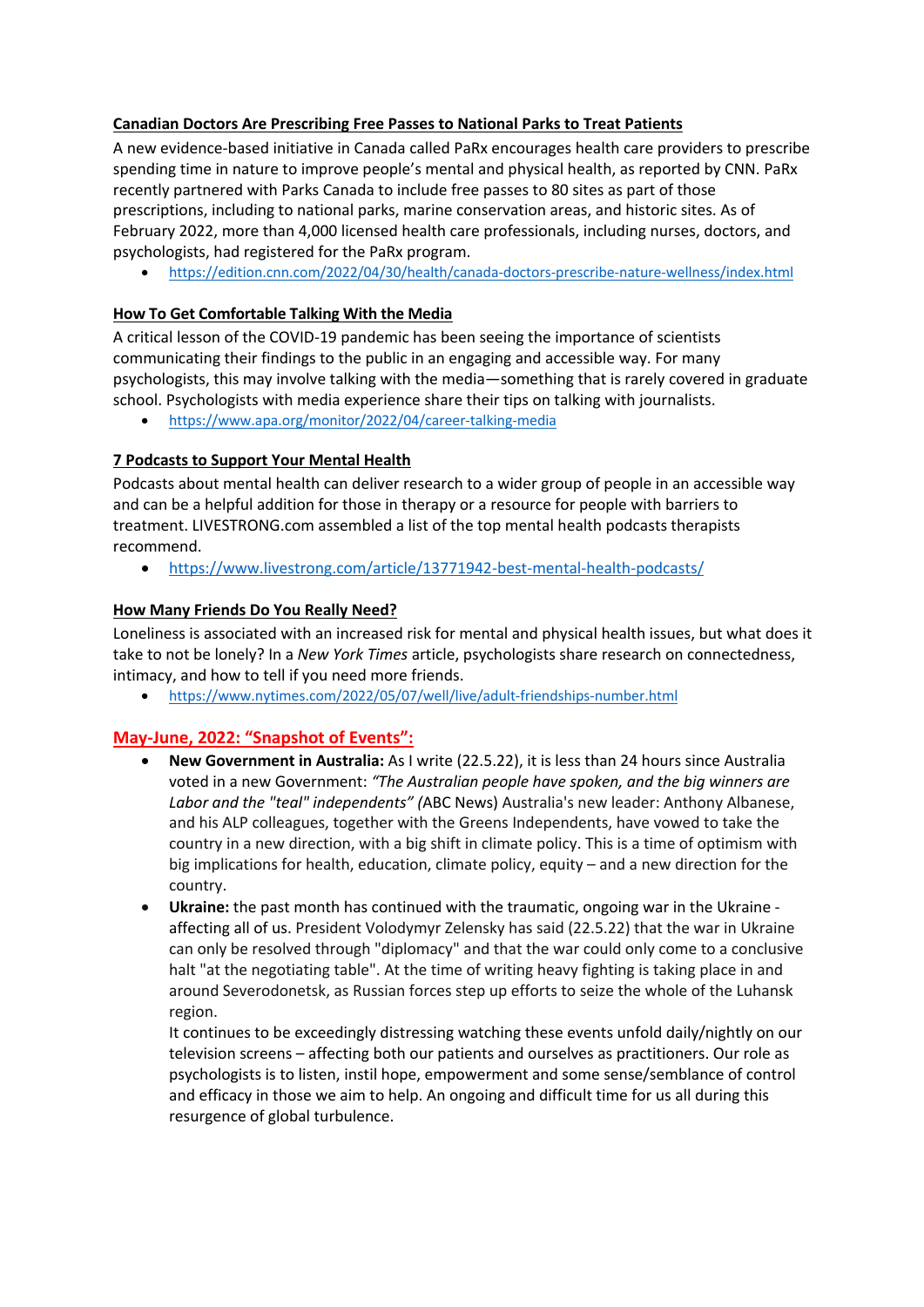**Canadian Doctors Are Prescribing Free Passes to National Parks to Treat Patients**

A new evidence-based initiative in Canada called PaRx encourages health care providers to prescribe spending time in nature to improve people's mental and physical health, as reported by CNN. PaRx recently partnered with Parks Canada to include free passes to 80 sites as part of those prescriptions, including to national parks, marine conservation areas, and historic sites. As of February 2022, more than 4,000 licensed health care professionals, including nurses, doctors, and psychologists, had registered for the PaRx program.

- https://edition.cnn.com/2022/04/30/health/canada-doctors-prescribe-nature-wellness/index.html

**How To Get Comfortable Talking With the Media**

A critical lesson of the COVID-19 pandemic has been seeing the importance of scientists communicating their findings to the public in an engaging and accessible way. For many psychologists, this may involve talking with the media—something that is rarely covered in graduate school. Psychologists with media experience share their tips on talking with journalists.

- https://www.apa.org/monitor/2022/04/career-talking-media

**7 Podcasts to Support Your Mental Health**

Podcasts about mental health can deliver research to a wider group of people in an accessible way and can be a helpful addition for those in therapy or a resource for people with barriers to treatment. LIVESTRONG.com assembled a list of the top mental health podcasts therapists recommend.

- https://www.livestrong.com/article/13771942-best-mental-health-podcasts/

**How Many Friends Do You Really Need?**

Loneliness is associated with an increased risk for mental and physical health issues, but what does it take to not be lonely? In a *New York Times* article, psychologists share research on connectedness, intimacy, and how to tell if you need more friends.

- https://www.nytimes.com/2022/05/07/well/live/adult-friendships-number.html

## May-June, 2022: "Snapshot of Events":

- **New Government in Australia:** As I write (22.5.22), it is less than 24 hours since Australia voted in a new Government: *"The Australian people have spoken, and the big winners are Labor and the "teal" independents" (*ABC News) Australia's new leader: Anthony Albanese, and his ALP colleagues, together with the Greens Independents, have vowed to take the country in a new direction, with a big shift in climate policy. This is a time of optimism with big implications for health, education, climate policy, equity – and a new direction for the country.
- **Ukraine:** the past month has continued with the traumatic, ongoing war in the Ukraine - affecting all of us. President Volodymyr Zelensky has said (22.5.22) that the war in Ukraine can only be resolved through "diplomacy" and that the war could only come to a conclusive halt "at the negotiating table". At the time of writing heavy fighting is taking place in and around Severodonetsk, as Russian forces step up efforts to seize the whole of the Luhansk region.

  It continues to be exceedingly distressing watching these events unfold daily/nightly on our television screens – affecting both our patients and ourselves as practitioners. Our role as psychologists is to listen, instil hope, empowerment and some sense/semblance of control and efficacy in those we aim to help. An ongoing and difficult time for us all during this resurgence of global turbulence.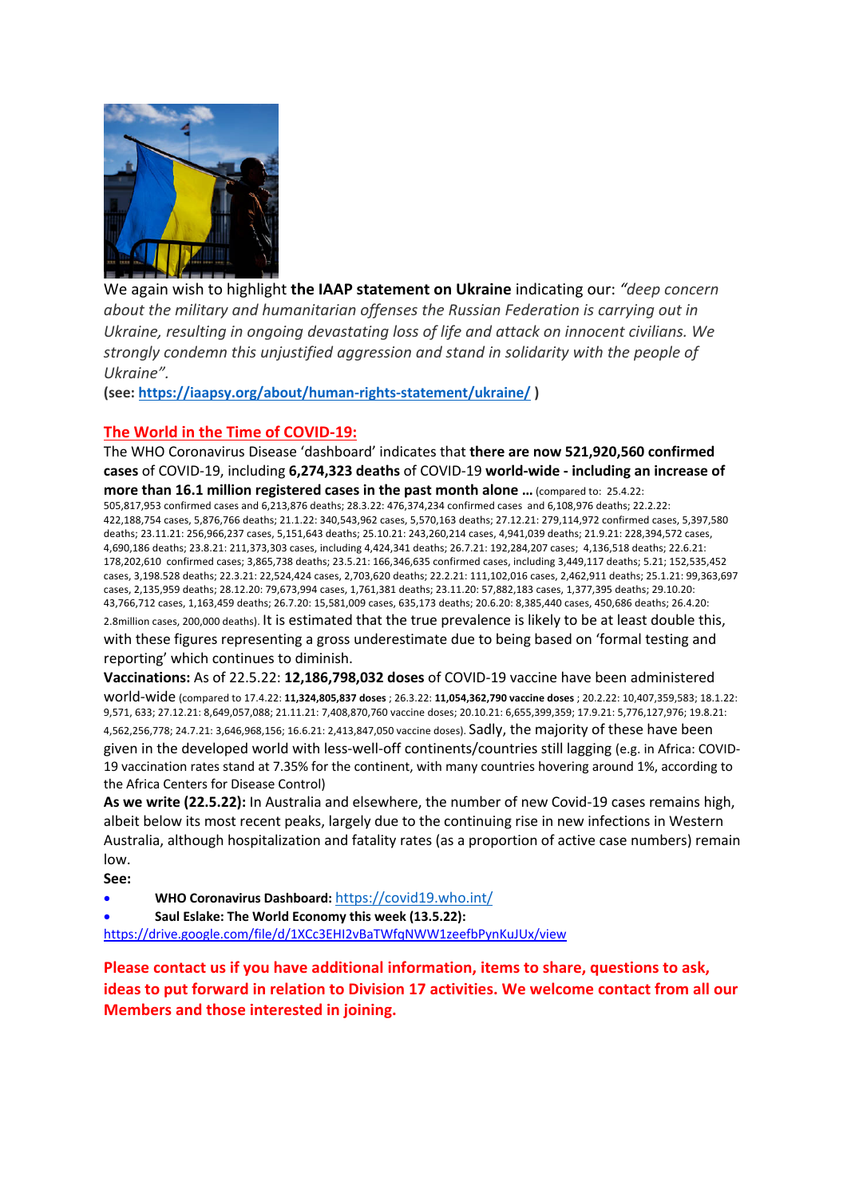We again wish to highlight **the IAAP statement on Ukraine** indicating our: *"deep concern about the military and humanitarian offenses the Russian Federation is carrying out in Ukraine, resulting in ongoing devastating loss of life and attack on innocent civilians. We strongly condemn this unjustified aggression and stand in solidarity with the people of Ukraine".*

**(see: https://iaapsy.org/about/human-rights-statement/ukraine/ )**

## The World in the Time of COVID-19:

The WHO Coronavirus Disease 'dashboard' indicates that **there are now 521,920,560 confirmed cases** of COVID-19, including **6,274,323 deaths** of COVID-19 **world-wide - including an increase of more than 16.1 million registered cases in the past month alone …** (compared to: 25.4.22: 505,817,953 confirmed cases and 6,213,876 deaths; 28.3.22: 476,374,234 confirmed cases and 6,108,976 deaths; 22.2.22: 422,188,754 cases, 5,876,766 deaths; 21.1.22: 340,543,962 cases, 5,570,163 deaths; 27.12.21: 279,114,972 confirmed cases, 5,397,580 deaths; 23.11.21: 256,966,237 cases, 5,151,643 deaths; 25.10.21: 243,260,214 cases, 4,941,039 deaths; 21.9.21: 228,394,572 cases, 4,690,186 deaths; 23.8.21: 211,373,303 cases, including 4,424,341 deaths; 26.7.21: 192,284,207 cases; 4,136,518 deaths; 22.6.21: 178,202,610 confirmed cases; 3,865,738 deaths; 23.5.21: 166,346,635 confirmed cases, including 3,449,117 deaths; 5.21: 152,535,452 cases, 3,198.528 deaths; 22.3.21: 22,524,424 cases, 2,703,620 deaths; 22.2.21: 111,102,016 cases, 2,462,911 deaths; 25.1.21: 99,363,697 cases, 2,135,959 deaths; 28.12.20: 79,673,994 cases, 1,761,381 deaths; 23.11.20: 57,882,183 cases, 1,377,395 deaths; 29.10.20: 43,766,712 cases, 1,163,459 deaths; 26.7.20: 15,581,009 cases, 635,173 deaths; 20.6.20: 8,385,440 cases, 450,686 deaths; 26.4.20: 2.8million cases, 200,000 deaths). It is estimated that the true prevalence is likely to be at least double this, with these figures representing a gross underestimate due to being based on 'formal testing and reporting' which continues to diminish.

**Vaccinations:** As of 22.5.22: **12,186,798,032 doses** of COVID-19 vaccine have been administered world-wide (compared to 17.4.22: **11,324,805,837 doses** ; 26.3.22: **11,054,362,790 vaccine doses** ; 20.2.22: 10,407,359,583; 18.1.22: 9,571, 633; 27.12.21: 8,649,057,088; 21.11.21: 7,408,870,760 vaccine doses; 20.10.21: 6,655,399,359; 17.9.21: 5,776,127,976; 19.8.21: 4,562,256,778; 24.7.21: 3,646,968,156; 16.6.21: 2,413,847,050 vaccine doses). Sadly, the majority of these have been given in the developed world with less-well-off continents/countries still lagging (e.g. in Africa: COVID-19 vaccination rates stand at 7.35% for the continent, with many countries hovering around 1%, according to the Africa Centers for Disease Control)

**As we write (22.5.22):** In Australia and elsewhere, the number of new Covid-19 cases remains high, albeit below its most recent peaks, largely due to the continuing rise in new infections in Western Australia, although hospitalization and fatality rates (as a proportion of active case numbers) remain low.

**See:**

- **WHO Coronavirus Dashboard:** https://covid19.who.int/
- **Saul Eslake: The World Economy this week (13.5.22):**

https://drive.google.com/file/d/1XCc3EHI2vBaTWfqNWW1zeefbPynKuJUx/view

**Please contact us if you have additional information, items to share, questions to ask, ideas to put forward in relation to Division 17 activities. We welcome contact from all our Members and those interested in joining.**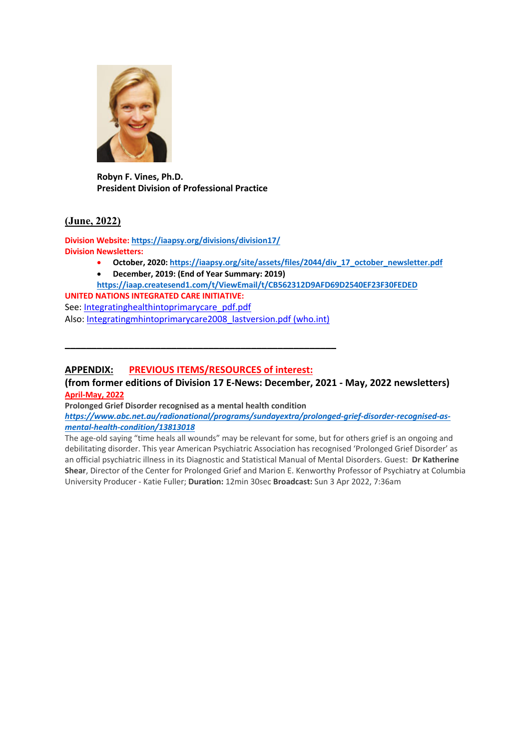**Robyn F. Vines, Ph.D.**
**President Division of Professional Practice**

**(June, 2022)**

**Division Website:** https://iaapsy.org/divisions/division17/
**Division Newsletters:**

- **October, 2020:** https://iaapsy.org/site/assets/files/2044/div_17_october_newsletter.pdf
- **December, 2019: (End of Year Summary: 2019)**
  https://iaap.createsend1.com/t/ViewEmail/t/CB562312D9AFD69D2540EF23F30FEDED

**UNITED NATIONS INTEGRATED CARE INITIATIVE:**
See: Integratinghealthintoprimarycare_pdf.pdf
Also: Integratingmhintoprimarycare2008_lastversion.pdf (who.int)

---

## APPENDIX: PREVIOUS ITEMS/RESOURCES of interest:

### (from former editions of Division 17 E-News: December, 2021 - May, 2022 newsletters)

**April-May, 2022**

**Prolonged Grief Disorder recognised as a mental health condition**
***https://www.abc.net.au/radionational/programs/sundayextra/prolonged-grief-disorder-recognised-as-mental-health-condition/13813018***

The age-old saying "time heals all wounds" may be relevant for some, but for others grief is an ongoing and debilitating disorder. This year American Psychiatric Association has recognised 'Prolonged Grief Disorder' as an official psychiatric illness in its Diagnostic and Statistical Manual of Mental Disorders. Guest: **Dr Katherine Shear**, Director of the Center for Prolonged Grief and Marion E. Kenworthy Professor of Psychiatry at Columbia University Producer - Katie Fuller; **Duration:** 12min 30sec **Broadcast:** Sun 3 Apr 2022, 7:36am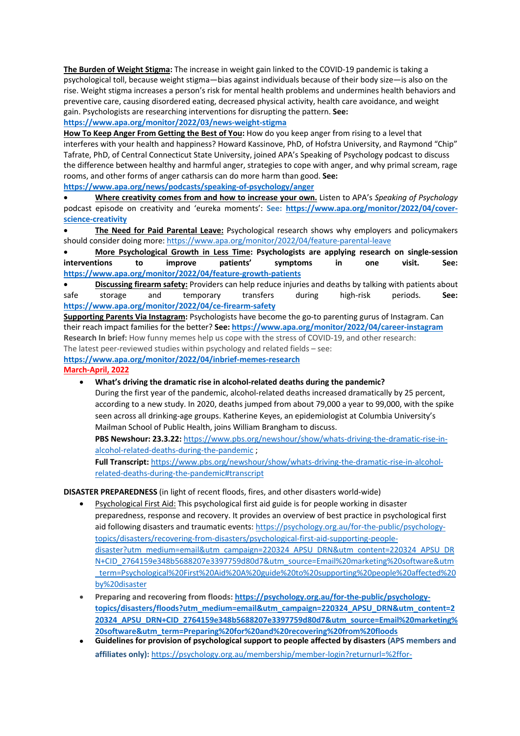**The Burden of Weight Stigma:** The increase in weight gain linked to the COVID-19 pandemic is taking a psychological toll, because weight stigma—bias against individuals because of their body size—is also on the rise. Weight stigma increases a person's risk for mental health problems and undermines health behaviors and preventive care, causing disordered eating, decreased physical activity, health care avoidance, and weight gain. Psychologists are researching interventions for disrupting the pattern. **See:** **https://www.apa.org/monitor/2022/03/news-weight-stigma**

**How To Keep Anger From Getting the Best of You:** How do you keep anger from rising to a level that interferes with your health and happiness? Howard Kassinove, PhD, of Hofstra University, and Raymond "Chip" Tafrate, PhD, of Central Connecticut State University, joined APA's Speaking of Psychology podcast to discuss the difference between healthy and harmful anger, strategies to cope with anger, and why primal scream, rage rooms, and other forms of anger catharsis can do more harm than good. **See:** **https://www.apa.org/news/podcasts/speaking-of-psychology/anger**

- **Where creativity comes from and how to increase your own.** Listen to APA's *Speaking of Psychology* podcast episode on creativity and 'eureka moments': **See: https://www.apa.org/monitor/2022/04/cover-science-creativity**
- **The Need for Paid Parental Leave:** Psychological research shows why employers and policymakers should consider doing more: https://www.apa.org/monitor/2022/04/feature-parental-leave
- **More Psychological Growth in Less Time: Psychologists are applying research on single-session interventions to improve patients' symptoms in one visit. See: https://www.apa.org/monitor/2022/04/feature-growth-patients**
- **Discussing firearm safety:** Providers can help reduce injuries and deaths by talking with patients about safe storage and temporary transfers during high-risk periods. **See: https://www.apa.org/monitor/2022/04/ce-firearm-safety**

**Supporting Parents Via Instagram:** Psychologists have become the go-to parenting gurus of Instagram. Can their reach impact families for the better? **See: https://www.apa.org/monitor/2022/04/career-instagram**

**Research In brief:** How funny memes help us cope with the stress of COVID-19, and other research: The latest peer-reviewed studies within psychology and related fields – see: **https://www.apa.org/monitor/2022/04/inbrief-memes-research**

**March-April, 2022**

- **What's driving the dramatic rise in alcohol-related deaths during the pandemic?**
  During the first year of the pandemic, alcohol-related deaths increased dramatically by 25 percent, according to a new study. In 2020, deaths jumped from about 79,000 a year to 99,000, with the spike seen across all drinking-age groups. Katherine Keyes, an epidemiologist at Columbia University's Mailman School of Public Health, joins William Brangham to discuss.
  **PBS Newshour: 23.3.22:** https://www.pbs.org/newshour/show/whats-driving-the-dramatic-rise-in-alcohol-related-deaths-during-the-pandemic ;
  **Full Transcript:** https://www.pbs.org/newshour/show/whats-driving-the-dramatic-rise-in-alcohol-related-deaths-during-the-pandemic#transcript

**DISASTER PREPAREDNESS** (in light of recent floods, fires, and other disasters world-wide)

- Psychological First Aid: This psychological first aid guide is for people working in disaster preparedness, response and recovery. It provides an overview of best practice in psychological first aid following disasters and traumatic events: https://psychology.org.au/for-the-public/psychology-topics/disasters/recovering-from-disasters/psychological-first-aid-supporting-people-disaster?utm_medium=email&utm_campaign=220324_APSU_DRN&utm_content=220324_APSU_DRN+CID_2764159e348b5688207e3397759d80d7&utm_source=Email%20marketing%20software&utm_term=Psychological%20First%20Aid%20A%20guide%20to%20supporting%20people%20affected%20by%20disaster
- **Preparing and recovering from floods: https://psychology.org.au/for-the-public/psychology-topics/disasters/floods?utm_medium=email&utm_campaign=220324_APSU_DRN&utm_content=220324_APSU_DRN+CID_2764159e348b5688207e3397759d80d7&utm_source=Email%20marketing%20software&utm_term=Preparing%20for%20and%20recovering%20from%20floods**
- **Guidelines for provision of psychological support to people affected by disasters (APS members and affiliates only):** https://psychology.org.au/membership/member-login?returnurl=%2ffor-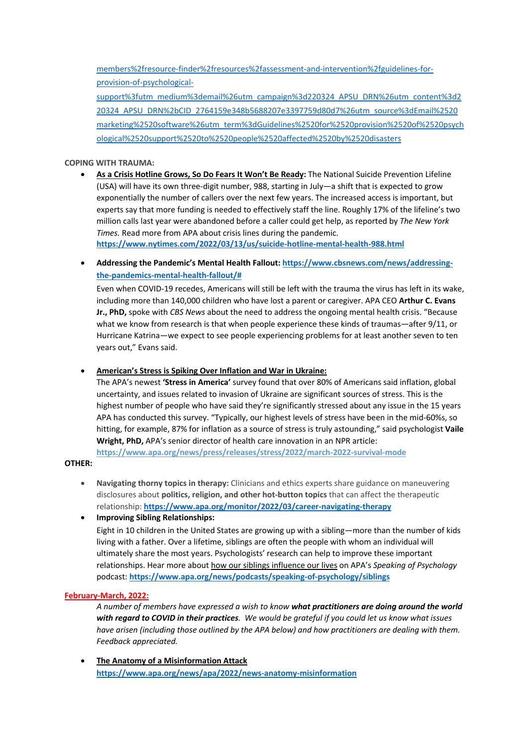members%2fresource-finder%2fresources%2fassessment-and-intervention%2fguidelines-for-provision-of-psychological-support%3futm_medium%3demail%26utm_campaign%3d220324_APSU_DRN%26utm_content%3d220324_APSU_DRN%2bCID_2764159e348b5688207e3397759d80d7%26utm_source%3dEmail%2520marketing%2520software%26utm_term%3dGuidelines%2520for%2520provision%2520of%2520psychological%2520support%2520to%2520people%2520affected%2520by%2520disasters

**COPING WITH TRAUMA:**

- **As a Crisis Hotline Grows, So Do Fears It Won't Be Ready:** The National Suicide Prevention Lifeline (USA) will have its own three-digit number, 988, starting in July—a shift that is expected to grow exponentially the number of callers over the next few years. The increased access is important, but experts say that more funding is needed to effectively staff the line. Roughly 17% of the lifeline's two million calls last year were abandoned before a caller could get help, as reported by *The New York Times.* Read more from APA about crisis lines during the pandemic.
  **https://www.nytimes.com/2022/03/13/us/suicide-hotline-mental-health-988.html**

- **Addressing the Pandemic's Mental Health Fallout: https://www.cbsnews.com/news/addressing-the-pandemics-mental-health-fallout/#**
  Even when COVID-19 recedes, Americans will still be left with the trauma the virus has left in its wake, including more than 140,000 children who have lost a parent or caregiver. APA CEO **Arthur C. Evans Jr., PhD,** spoke with *CBS News* about the need to address the ongoing mental health crisis. "Because what we know from research is that when people experience these kinds of traumas—after 9/11, or Hurricane Katrina—we expect to see people experiencing problems for at least another seven to ten years out," Evans said.

- **American's Stress is Spiking Over Inflation and War in Ukraine:**
  The APA's newest **'Stress in America'** survey found that over 80% of Americans said inflation, global uncertainty, and issues related to invasion of Ukraine are significant sources of stress. This is the highest number of people who have said they're significantly stressed about any issue in the 15 years APA has conducted this survey. "Typically, our highest levels of stress have been in the mid-60%s, so hitting, for example, 87% for inflation as a source of stress is truly astounding," said psychologist **Vaile Wright, PhD,** APA's senior director of health care innovation in an NPR article:
  **https://www.apa.org/news/press/releases/stress/2022/march-2022-survival-mode**

**OTHER:**

- **Navigating thorny topics in therapy:** Clinicians and ethics experts share guidance on maneuvering disclosures about **politics, religion, and other hot-button topics** that can affect the therapeutic relationship: **https://www.apa.org/monitor/2022/03/career-navigating-therapy**
- **Improving Sibling Relationships:**
  Eight in 10 children in the United States are growing up with a sibling—more than the number of kids living with a father. Over a lifetime, siblings are often the people with whom an individual will ultimately share the most years. Psychologists' research can help to improve these important relationships. Hear more about how our siblings influence our lives on APA's *Speaking of Psychology* podcast: **https://www.apa.org/news/podcasts/speaking-of-psychology/siblings**

**February-March, 2022:**

*A number of members have expressed a wish to know **what practitioners are doing around the world with regard to COVID in their practices**. We would be grateful if you could let us know what issues have arisen (including those outlined by the APA below) and how practitioners are dealing with them. Feedback appreciated.*

- **The Anatomy of a Misinformation Attack**
  **https://www.apa.org/news/apa/2022/news-anatomy-misinformation**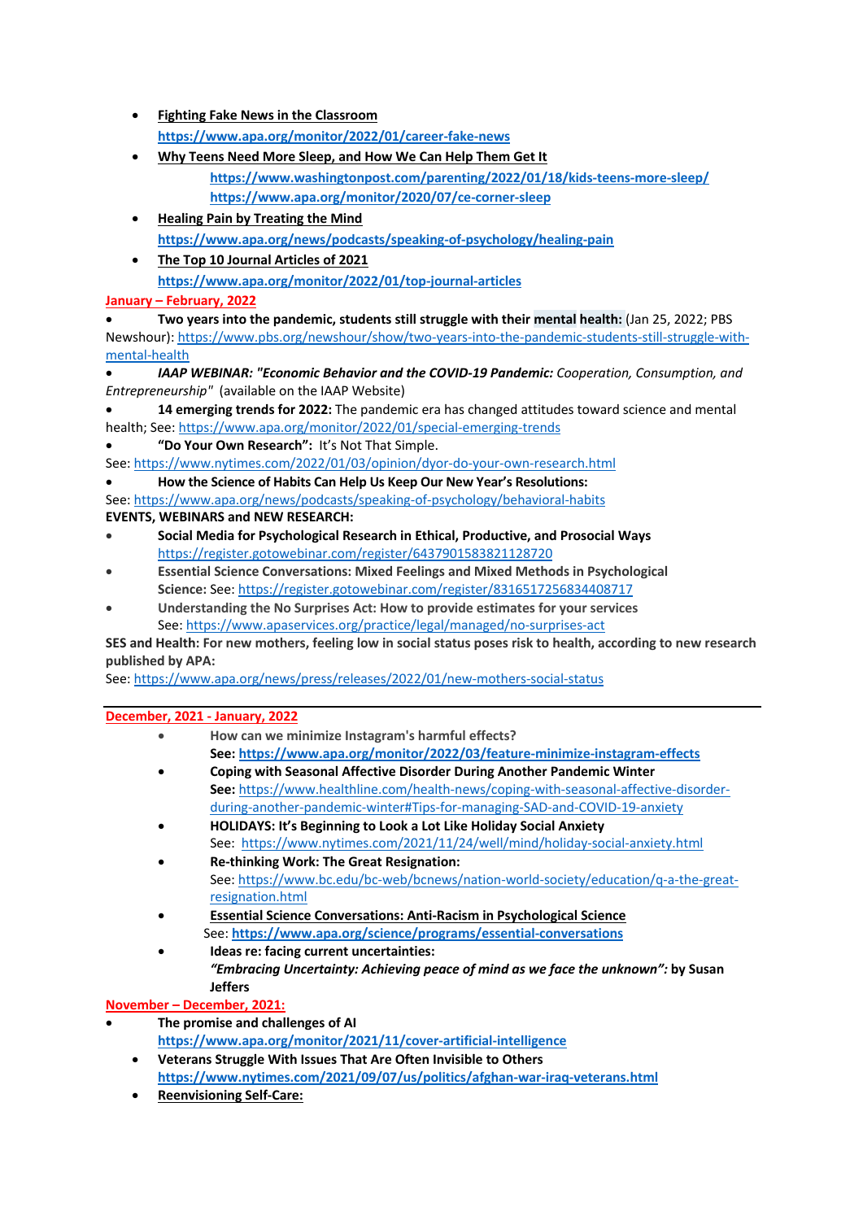- **Fighting Fake News in the Classroom**
  **https://www.apa.org/monitor/2022/01/career-fake-news**
- **Why Teens Need More Sleep, and How We Can Help Them Get It**
  **https://www.washingtonpost.com/parenting/2022/01/18/kids-teens-more-sleep/**
  **https://www.apa.org/monitor/2020/07/ce-corner-sleep**
- **Healing Pain by Treating the Mind**
  **https://www.apa.org/news/podcasts/speaking-of-psychology/healing-pain**
- **The Top 10 Journal Articles of 2021**
  **https://www.apa.org/monitor/2022/01/top-journal-articles**

January – February, 2022

- **Two years into the pandemic, students still struggle with their mental health:** (Jan 25, 2022; PBS Newshour): https://www.pbs.org/newshour/show/two-years-into-the-pandemic-students-still-struggle-with-mental-health
- ***IAAP WEBINAR: "Economic Behavior and the COVID-19 Pandemic:*** *Cooperation, Consumption, and Entrepreneurship"* (available on the IAAP Website)
- **14 emerging trends for 2022:** The pandemic era has changed attitudes toward science and mental health; See: https://www.apa.org/monitor/2022/01/special-emerging-trends
- **"Do Your Own Research":** It's Not That Simple.
  See: https://www.nytimes.com/2022/01/03/opinion/dyor-do-your-own-research.html
- **How the Science of Habits Can Help Us Keep Our New Year's Resolutions:**
  See: https://www.apa.org/news/podcasts/speaking-of-psychology/behavioral-habits

**EVENTS, WEBINARS and NEW RESEARCH:**

- **Social Media for Psychological Research in Ethical, Productive, and Prosocial Ways**
  https://register.gotowebinar.com/register/6437901583821128720
- **Essential Science Conversations: Mixed Feelings and Mixed Methods in Psychological Science:** See: https://register.gotowebinar.com/register/8316517256834408717
- **Understanding the No Surprises Act: How to provide estimates for your services**
  See: https://www.apaservices.org/practice/legal/managed/no-surprises-act

**SES and Health: For new mothers, feeling low in social status poses risk to health, according to new research published by APA:**
See: https://www.apa.org/news/press/releases/2022/01/new-mothers-social-status

---

December, 2021 - January, 2022

- **How can we minimize Instagram's harmful effects?**
  **See: https://www.apa.org/monitor/2022/03/feature-minimize-instagram-effects**
- **Coping with Seasonal Affective Disorder During Another Pandemic Winter**
  **See:** https://www.healthline.com/health-news/coping-with-seasonal-affective-disorder-during-another-pandemic-winter#Tips-for-managing-SAD-and-COVID-19-anxiety
- **HOLIDAYS: It's Beginning to Look a Lot Like Holiday Social Anxiety**
  See: https://www.nytimes.com/2021/11/24/well/mind/holiday-social-anxiety.html
- **Re-thinking Work: The Great Resignation:**
  See: https://www.bc.edu/bc-web/bcnews/nation-world-society/education/q-a-the-great-resignation.html
- **Essential Science Conversations: Anti-Racism in Psychological Science**
  See: **https://www.apa.org/science/programs/essential-conversations**
- **Ideas re: facing current uncertainties:**
  ***"Embracing Uncertainty: Achieving peace of mind as we face the unknown":*** **by Susan Jeffers**

November – December, 2021:

- **The promise and challenges of AI**
  **https://www.apa.org/monitor/2021/11/cover-artificial-intelligence**
- **Veterans Struggle With Issues That Are Often Invisible to Others**
  **https://www.nytimes.com/2021/09/07/us/politics/afghan-war-iraq-veterans.html**
- **Reenvisioning Self-Care:**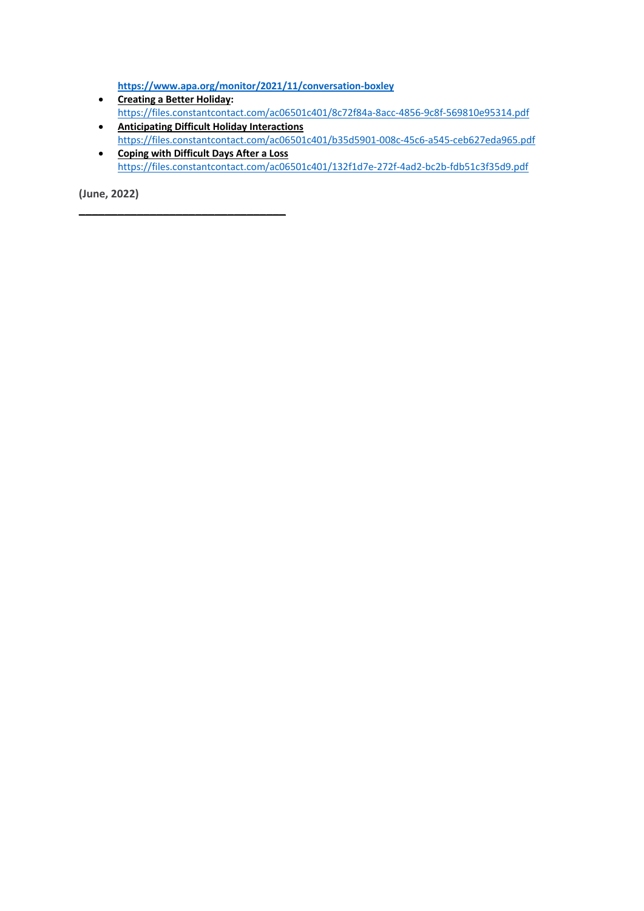**https://www.apa.org/monitor/2021/11/conversation-boxley**

- **Creating a Better Holiday:**
  https://files.constantcontact.com/ac06501c401/8c72f84a-8acc-4856-9c8f-569810e95314.pdf
- **Anticipating Difficult Holiday Interactions**
  https://files.constantcontact.com/ac06501c401/b35d5901-008c-45c6-a545-ceb627eda965.pdf
- **Coping with Difficult Days After a Loss**
  https://files.constantcontact.com/ac06501c401/132f1d7e-272f-4ad2-bc2b-fdb51c3f35d9.pdf

**(June, 2022)**

---